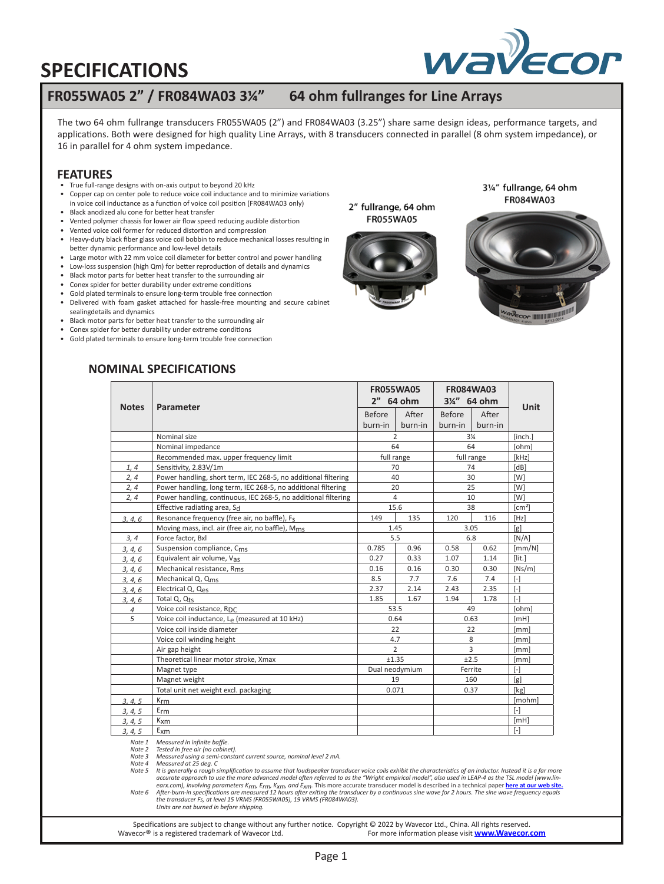# SPECIFICATIONS

## FR055WA05 2" / FR084WA03 3¼" 64 ohm fullranges for Line Arrays

The two 64 ohm fullrange transducers FR055WA05 (2") and FR084WA03 (3.25") share same design ideas, performance targets, and applications. Both were designed for high quality Line Arrays, with 8 transducers connected in parallel (8 ohm system impedance), or 16 in parallel for 4 ohm system impedance.

### FEATURES

- True full-range designs with on-axis output to beyond 20 kHz
- Copper cap on center pole to reduce voice coil inductance and to minimize variations in voice coil inductance as a function of voice coil position (FR084WA03 only)
- Black anodized alu cone for better heat transfer
- Vented polymer chassis for lower air flow speed reducing audible distortion
- Vented voice coil former for reduced distortion and compression
- Heavy-duty black fiber glass voice coil bobbin to reduce mechanical losses resulting in better dynamic performance and low-level details
- Large motor with 22 mm voice coil diameter for better control and power handling
- Low-loss suspension (high Qm) for better reproduction of details and dynamics
- Black motor parts for better heat transfer to the surrounding air
- Conex spider for better durability under extreme conditions
- Gold plated terminals to ensure long-term trouble free connection
- Delivered with foam gasket attached for hassle-free mounting and secure cabinet sealingdetails and dynamics
- Black motor parts for better heat transfer to the surrounding air
- Conex spider for better durability under extreme conditions
- Gold plated terminals to ensure long-term trouble free connection

2" fullrange, 64 ohm FR055WA05

3¼" fullrange, 64 ohm FR084WA03

### NOMINAL SPECIFICATIONS

| Notes | Parameter | FR055WA05 2" 64 ohm | | FR084WA03 3¼" 64 ohm | | Unit |
|---|---|---|---|---|---|---|
| | | Before burn-in | After burn-in | Before burn-in | After burn-in | |
| | Nominal size | 2 | | 3¼ | | [inch.] |
| | Nominal impedance | 64 | | 64 | | [ohm] |
| | Recommended max. upper frequency limit | full range | | full range | | [kHz] |
| 1, 4 | Sensitivity, 2.83V/1m | 70 | | 74 | | [dB] |
| 2, 4 | Power handling, short term, IEC 268-5, no additional filtering | 40 | | 30 | | [W] |
| 2, 4 | Power handling, long term, IEC 268-5, no additional filtering | 20 | | 25 | | [W] |
| 2, 4 | Power handling, continuous, IEC 268-5, no additional filtering | 4 | | 10 | | [W] |
| | Effective radiating area, $S_d$ | 15.6 | | 38 | | [cm²] |
| 3, 4, 6 | Resonance frequency (free air, no baffle), $F_s$ | 149 | 135 | 120 | 116 | [Hz] |
| | Moving mass, incl. air (free air, no baffle), $M_{ms}$ | 1.45 | | 3.05 | | [g] |
| 3, 4 | Force factor, Bxl | 5.5 | | 6.8 | | [N/A] |
| 3, 4, 6 | Suspension compliance, $C_{ms}$ | 0.785 | 0.96 | 0.58 | 0.62 | [mm/N] |
| 3, 4, 6 | Equivalent air volume, $V_{as}$ | 0.27 | 0.33 | 1.07 | 1.14 | [lit.] |
| 3, 4, 6 | Mechanical resistance, $R_{ms}$ | 0.16 | 0.16 | 0.30 | 0.30 | [Ns/m] |
| 3, 4, 6 | Mechanical Q, $Q_{ms}$ | 8.5 | 7.7 | 7.6 | 7.4 | [-] |
| 3, 4, 6 | Electrical Q, $Q_{es}$ | 2.37 | 2.14 | 2.43 | 2.35 | [-] |
| 3, 4, 6 | Total Q, $Q_{ts}$ | 1.85 | 1.67 | 1.94 | 1.78 | [-] |
| 4 | Voice coil resistance, $R_{DC}$ | 53.5 | | 49 | | [ohm] |
| 5 | Voice coil inductance, $L_e$ (measured at 10 kHz) | 0.64 | | 0.63 | | [mH] |
| | Voice coil inside diameter | 22 | | 22 | | [mm] |
| | Voice coil winding height | 4.7 | | 8 | | [mm] |
| | Air gap height | 2 | | 3 | | [mm] |
| | Theoretical linear motor stroke, Xmax | ±1.35 | | ±2.5 | | [mm] |
| | Magnet type | Dual neodymium | | Ferrite | | [-] |
| | Magnet weight | 19 | | 160 | | [g] |
| | Total unit net weight excl. packaging | 0.071 | | 0.37 | | [kg] |
| 3, 4, 5 | $K_{rm}$ | | | | | [mohm] |
| 3, 4, 5 | $E_{rm}$ | | | | | [-] |
| 3, 4, 5 | $K_{xm}$ | | | | | [mH] |
| 3, 4, 5 | $E_{xm}$ | | | | | [-] |

*Note 1 Measured in infinite baffle.*
*Note 2 Tested in free air (no cabinet).*
*Note 3 Measured using a semi-constant current source, nominal level 2 mA.*
*Note 4 Measured at 25 deg. C*
*Note 5 It is generally a rough simplification to assume that loudspeaker transducer voice coils exhibit the characteristics of an inductor. Instead it is a far more accurate approach to use the more advanced model often referred to as the "Wright empirical model", also used in LEAP-4 as the TSL model (www.linearx.com), involving parameters $K_{rm}$, $E_{rm}$, $K_{xm}$, and $E_{xm}$. This more accurate transducer model is described in a technical paper **here at our web site.***
*Note 6 After-burn-in specifications are measured 12 hours after exiting the transducer from a continuous sine wave for 2 hours. The sine wave frequency equals the transducer Fs, at level 15 VRMS (FR055WA05), 19 VRMS (FR084WA03). Units are not burned in before shipping.*

Specifications are subject to change without any further notice. Copyright © 2022 by Wavecor Ltd., China. All rights reserved.
Wavecor® is a registered trademark of Wavecor Ltd. For more information please visit **www.Wavecor.com**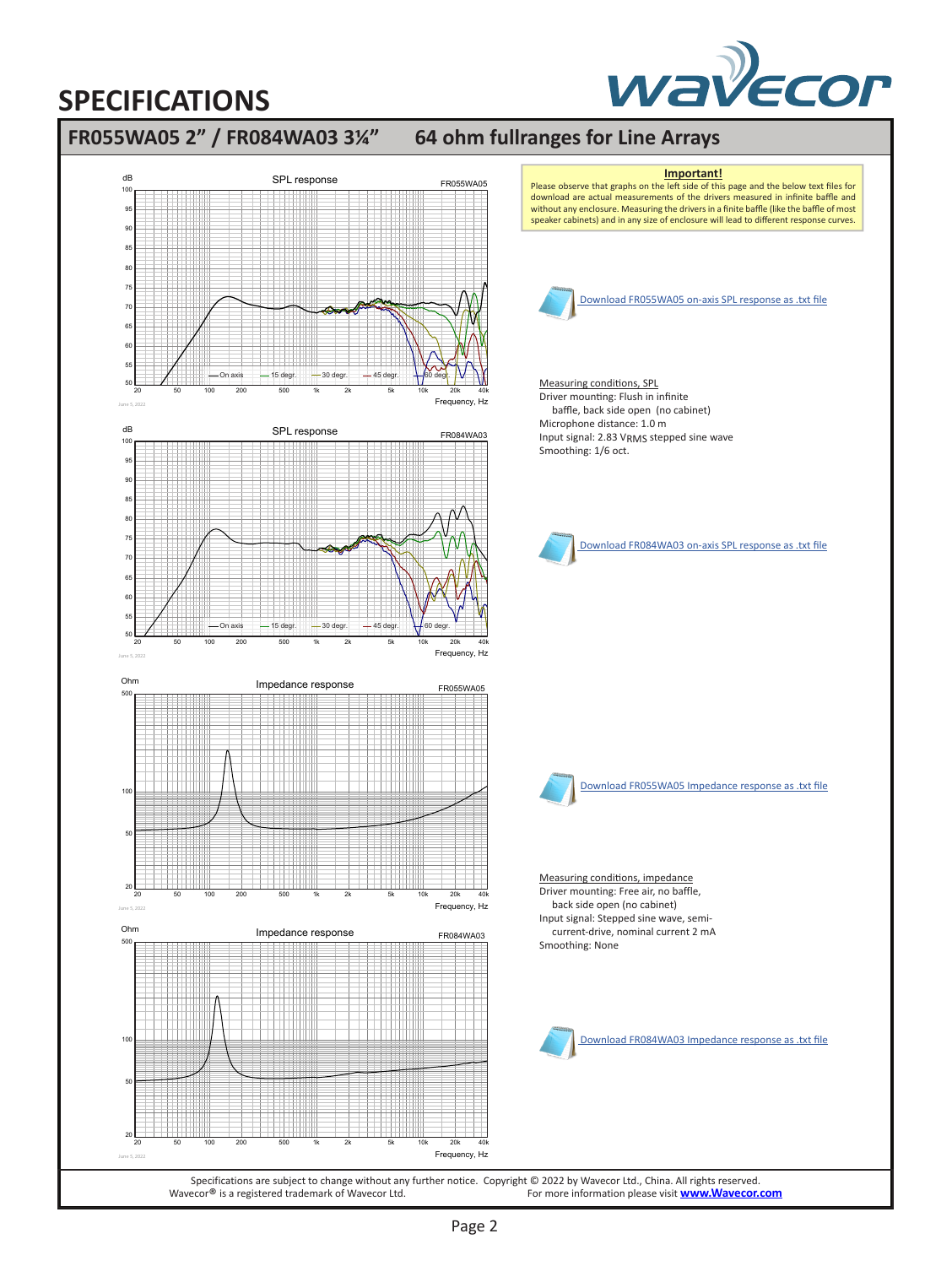# SPECIFICATIONS

## FR055WA05 2" / FR084WA03 3¼" 64 ohm fullranges for Line Arrays

**Important!**

Please observe that graphs on the left side of this page and the below text files for download are actual measurements of the drivers measured in infinite baffle and without any enclosure. Measuring the drivers in a finite baffle (like the baffle of most speaker cabinets) and in any size of enclosure will lead to different response curves.

Download FR055WA05 on-axis SPL response as .txt file

Measuring conditions, SPL
Driver mounting: Flush in infinite baffle, back side open (no cabinet)
Microphone distance: 1.0 m
Input signal: 2.83 $V_{RMS}$ stepped sine wave
Smoothing: 1/6 oct.

Download FR084WA03 on-axis SPL response as .txt file

Download FR055WA05 Impedance response as .txt file

Measuring conditions, impedance
Driver mounting: Free air, no baffle, back side open (no cabinet)
Input signal: Stepped sine wave, semi-current-drive, nominal current 2 mA
Smoothing: None

Download FR084WA03 Impedance response as .txt file

Specifications are subject to change without any further notice. Copyright © 2022 by Wavecor Ltd., China. All rights reserved.
Wavecor® is a registered trademark of Wavecor Ltd. For more information please visit **www.Wavecor.com**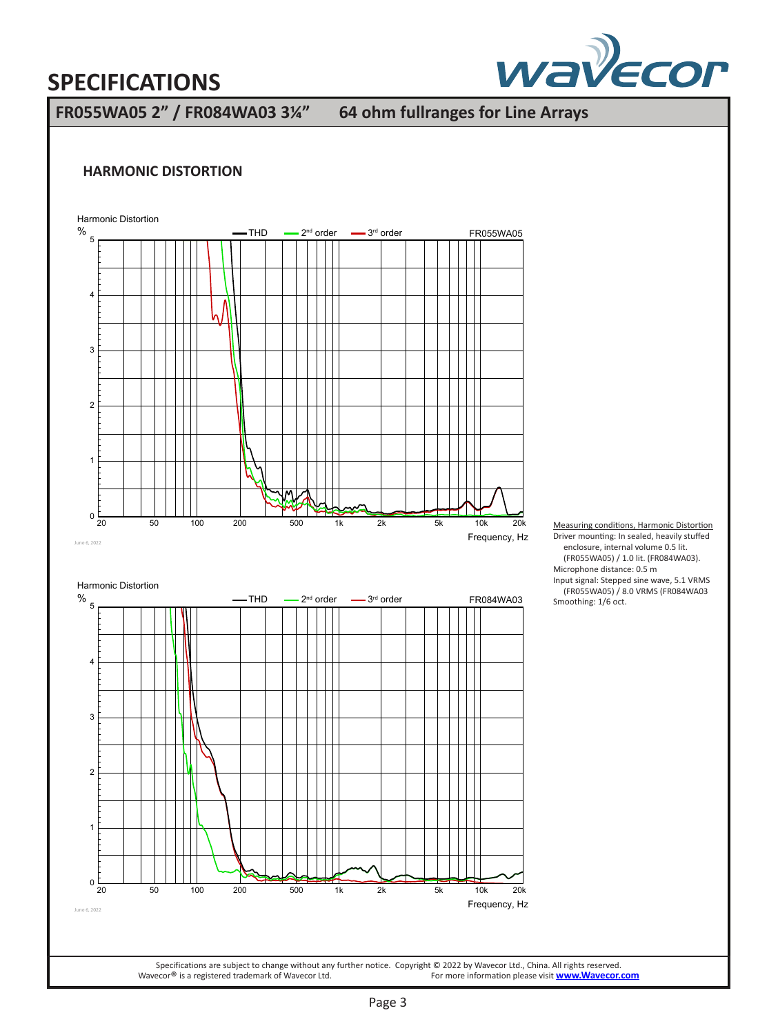# SPECIFICATIONS

## FR055WA05 2" / FR084WA03 3¼" 64 ohm fullranges for Line Arrays

### HARMONIC DISTORTION

Harmonic Distortion

% — THD — 2nd order — 3rd order FR055WA05

Frequency, Hz

June 6, 2022

Harmonic Distortion

% — THD — 2nd order — 3rd order FR084WA03

Frequency, Hz

June 6, 2022

Measuring conditions, Harmonic Distortion
Driver mounting: In sealed, heavily stuffed enclosure, internal volume 0.5 lit. (FR055WA05) / 1.0 lit. (FR084WA03).
Microphone distance: 0.5 m
Input signal: Stepped sine wave, 5.1 VRMS (FR055WA05) / 8.0 VRMS (FR084WA03
Smoothing: 1/6 oct.

Specifications are subject to change without any further notice. Copyright © 2022 by Wavecor Ltd., China. All rights reserved.
Wavecor® is a registered trademark of Wavecor Ltd. For more information please visit **www.Wavecor.com**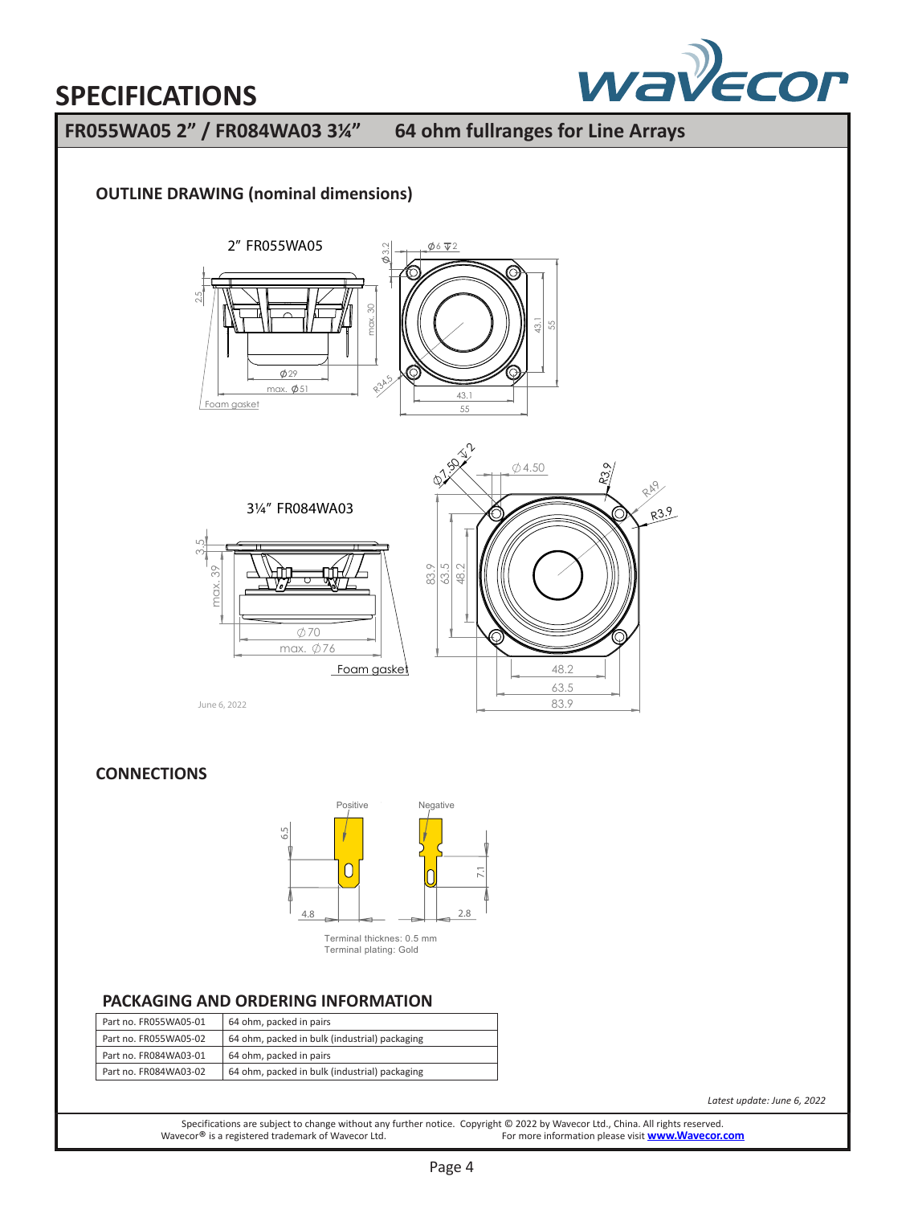# SPECIFICATIONS

## FR055WA05 2" / FR084WA03 3¼" 64 ohm fullranges for Line Arrays

### OUTLINE DRAWING (nominal dimensions)

2" FR055WA05

2.5
Ø3.2
Ø6 ⊽2
max. 30
43.1
55
Ø29
max. Ø51
R34.5
43.1
55
Foam gasket

3¼" FR084WA03

Ø7.50 ⊽2
Ø4.50
R3.9
R49
R3.9
3.5
max. 39
83.9
63.5
48.2
Ø70
max. Ø76
Foam gasket
48.2
63.5
83.9

June 6, 2022

### CONNECTIONS

Positive
Negative
6.5
7.1
4.8
2.8

Terminal thicknes: 0.5 mm
Terminal plating: Gold

### PACKAGING AND ORDERING INFORMATION

| | |
|---|---|
| Part no. FR055WA05-01 | 64 ohm, packed in pairs |
| Part no. FR055WA05-02 | 64 ohm, packed in bulk (industrial) packaging |
| Part no. FR084WA03-01 | 64 ohm, packed in pairs |
| Part no. FR084WA03-02 | 64 ohm, packed in bulk (industrial) packaging |

*Latest update: June 6, 2022*

Specifications are subject to change without any further notice. Copyright © 2022 by Wavecor Ltd., China. All rights reserved.
Wavecor® is a registered trademark of Wavecor Ltd. For more information please visit **www.Wavecor.com**